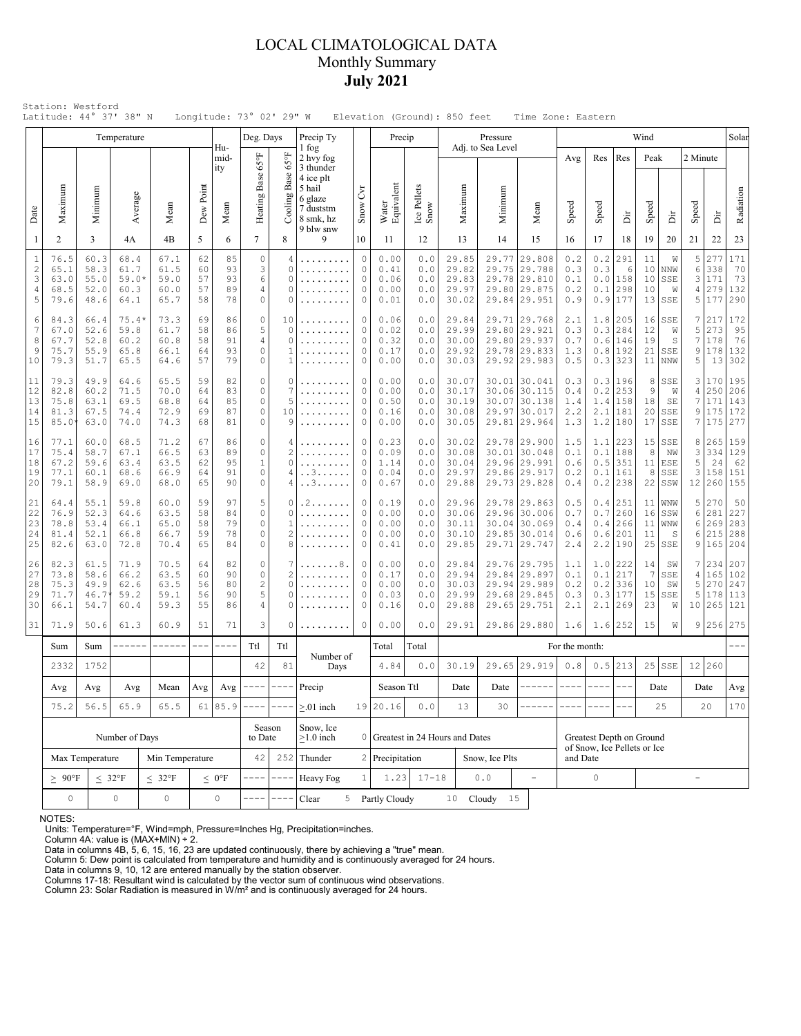# LOCAL CLIMATOLOGICAL DATA
## Monthly Summary
## July 2021

Station: Westford
Latitude: 44° 37' 38" N Longitude: 73° 02' 29" W Elevation (Ground): 850 feet Time Zone: Eastern

| Date | Temperature | | | | | Humidity | Deg. Days | | Precip Ty | | Precip | | Pressure Adj. to Sea Level | | | Wind | | | | | | | Solar |
|---|---|---|---|---|---|---|---|---|---|---|---|---|---|---|---|---|---|---|---|---|---|---|---|
| | Maximum | Minimum | Average | Mean | Dew Point | Mean | Heating Base 65°F | Cooling Base 65°F | 1 fog 2 hvy fog 3 thunder 4 ice plt 5 hail 6 glaze 7 duststm 8 smk, hz 9 blw snw | Snow Cvr | Water Equivalent | Ice Pellets Snow | Maximum | Minimum | Mean | Avg Speed | Res Speed | Res Dir | Peak Speed | Peak Dir | 2 Minute Speed | 2 Minute Dir | Radiation |
| 1 | 2 | 3 | 4A | 4B | 5 | 6 | 7 | 8 | 9 | 10 | 11 | 12 | 13 | 14 | 15 | 16 | 17 | 18 | 19 | 20 | 21 | 22 | 23 |
| 1 | 76.5 | 60.3 | 68.4 | 67.1 | 62 | 85 | 0 | 4 | ......... | 0 | 0.00 | 0.0 | 29.85 | 29.77 | 29.808 | 0.2 | 0.2 | 291 | 11 | W | 5 | 277 | 171 |
| 2 | 65.1 | 58.3 | 61.7 | 61.5 | 60 | 93 | 3 | 0 | ......... | 0 | 0.41 | 0.0 | 29.82 | 29.75 | 29.788 | 0.3 | 0.3 | 6 | 10 | NNW | 6 | 338 | 70 |
| 3 | 63.0 | 55.0 | 59.0* | 59.0 | 57 | 93 | 6 | 0 | ......... | 0 | 0.06 | 0.0 | 29.83 | 29.78 | 29.810 | 0.1 | 0.0 | 158 | 10 | SSE | 3 | 171 | 73 |
| 4 | 68.5 | 52.0 | 60.3 | 60.0 | 57 | 89 | 4 | 0 | ......... | 0 | 0.00 | 0.0 | 29.97 | 29.80 | 29.875 | 0.2 | 0.1 | 298 | 10 | W | 4 | 279 | 132 |
| 5 | 79.6 | 48.6 | 64.1 | 65.7 | 58 | 78 | 0 | 0 | ......... | 0 | 0.01 | 0.0 | 30.02 | 29.84 | 29.951 | 0.9 | 0.9 | 177 | 13 | SSE | 5 | 177 | 290 |
| 6 | 84.3 | 66.4 | 75.4* | 73.3 | 69 | 86 | 0 | 10 | ......... | 0 | 0.06 | 0.0 | 29.84 | 29.71 | 29.768 | 2.1 | 1.8 | 205 | 16 | SSE | 7 | 217 | 172 |
| 7 | 67.0 | 52.6 | 59.8 | 61.7 | 58 | 86 | 5 | 0 | ......... | 0 | 0.02 | 0.0 | 29.99 | 29.80 | 29.921 | 0.3 | 0.3 | 284 | 12 | W | 5 | 273 | 95 |
| 8 | 67.7 | 52.8 | 60.2 | 60.8 | 58 | 91 | 4 | 0 | ......... | 0 | 0.32 | 0.0 | 30.00 | 29.80 | 29.937 | 0.7 | 0.6 | 146 | 19 | S | 7 | 178 | 76 |
| 9 | 75.7 | 55.9 | 65.8 | 66.1 | 64 | 93 | 0 | 1 | ......... | 0 | 0.17 | 0.0 | 29.92 | 29.78 | 29.833 | 1.3 | 0.8 | 192 | 21 | SSE | 9 | 178 | 132 |
| 10 | 79.3 | 51.7 | 65.5 | 64.6 | 57 | 79 | 0 | 1 | ......... | 0 | 0.00 | 0.0 | 30.03 | 29.92 | 29.983 | 0.5 | 0.3 | 323 | 11 | NNW | 5 | 13 | 302 |
| 11 | 79.3 | 49.9 | 64.6 | 65.5 | 59 | 82 | 0 | 0 | ......... | 0 | 0.00 | 0.0 | 30.07 | 30.01 | 30.041 | 0.3 | 0.3 | 196 | 8 | SSE | 3 | 170 | 195 |
| 12 | 82.8 | 60.2 | 71.5 | 70.0 | 64 | 83 | 0 | 7 | ......... | 0 | 0.00 | 0.0 | 30.17 | 30.06 | 30.115 | 0.4 | 0.2 | 253 | 9 | W | 4 | 250 | 206 |
| 13 | 75.8 | 63.1 | 69.5 | 68.8 | 64 | 85 | 0 | 5 | ......... | 0 | 0.50 | 0.0 | 30.19 | 30.07 | 30.138 | 1.4 | 1.4 | 158 | 18 | SE | 7 | 171 | 143 |
| 14 | 81.3 | 67.5 | 74.4 | 72.9 | 69 | 87 | 0 | 10 | ......... | 0 | 0.16 | 0.0 | 30.08 | 29.97 | 30.017 | 2.2 | 2.1 | 181 | 20 | SSE | 9 | 175 | 172 |
| 15 | 85.0* | 63.0 | 74.0 | 74.3 | 68 | 81 | 0 | 9 | ......... | 0 | 0.00 | 0.0 | 30.05 | 29.81 | 29.964 | 1.3 | 1.2 | 180 | 17 | SSE | 7 | 175 | 277 |
| 16 | 77.1 | 60.0 | 68.5 | 71.2 | 67 | 86 | 0 | 4 | ......... | 0 | 0.23 | 0.0 | 30.02 | 29.78 | 29.900 | 1.5 | 1.1 | 223 | 15 | SSE | 8 | 265 | 159 |
| 17 | 75.4 | 58.7 | 67.1 | 66.5 | 63 | 89 | 0 | 2 | ......... | 0 | 0.09 | 0.0 | 30.08 | 30.01 | 30.048 | 0.1 | 0.1 | 188 | 8 | NW | 3 | 334 | 129 |
| 18 | 67.2 | 59.6 | 63.4 | 63.5 | 62 | 95 | 1 | 0 | ......... | 0 | 1.14 | 0.0 | 30.04 | 29.96 | 29.991 | 0.6 | 0.5 | 351 | 11 | ESE | 5 | 24 | 62 |
| 19 | 77.1 | 60.1 | 68.6 | 66.9 | 64 | 91 | 0 | 4 | ..3...... | 0 | 0.04 | 0.0 | 29.97 | 29.86 | 29.917 | 0.2 | 0.1 | 161 | 8 | SSE | 3 | 158 | 151 |
| 20 | 79.1 | 58.9 | 69.0 | 68.0 | 65 | 90 | 0 | 4 | ..3...... | 0 | 0.67 | 0.0 | 29.88 | 29.73 | 29.828 | 0.4 | 0.2 | 238 | 22 | SSW | 12 | 260 | 155 |
| 21 | 64.4 | 55.1 | 59.8 | 60.0 | 59 | 97 | 5 | 0 | .2....... | 0 | 0.19 | 0.0 | 29.96 | 29.78 | 29.863 | 0.5 | 0.4 | 251 | 11 | WNW | 5 | 270 | 50 |
| 22 | 76.9 | 52.3 | 64.6 | 63.5 | 58 | 84 | 0 | 0 | ......... | 0 | 0.00 | 0.0 | 30.06 | 29.96 | 30.006 | 0.7 | 0.7 | 260 | 16 | SSW | 6 | 281 | 227 |
| 23 | 78.8 | 53.4 | 66.1 | 65.0 | 58 | 79 | 0 | 1 | ......... | 0 | 0.00 | 0.0 | 30.11 | 30.04 | 30.069 | 0.4 | 0.4 | 266 | 11 | WNW | 6 | 269 | 283 |
| 24 | 81.4 | 52.1 | 66.8 | 66.7 | 59 | 78 | 0 | 2 | ......... | 0 | 0.00 | 0.0 | 30.10 | 29.85 | 30.014 | 0.6 | 0.6 | 201 | 11 | S | 6 | 215 | 288 |
| 25 | 82.6 | 63.0 | 72.8 | 70.4 | 65 | 84 | 0 | 8 | ......... | 0 | 0.41 | 0.0 | 29.85 | 29.71 | 29.747 | 2.4 | 2.2 | 190 | 25 | SSE | 9 | 165 | 204 |
| 26 | 82.3 | 61.5 | 71.9 | 70.5 | 64 | 82 | 0 | 7 | .......8. | 0 | 0.00 | 0.0 | 29.84 | 29.76 | 29.795 | 1.1 | 1.0 | 222 | 14 | SW | 7 | 234 | 207 |
| 27 | 73.8 | 58.6 | 66.2 | 63.5 | 60 | 90 | 0 | 2 | ......... | 0 | 0.17 | 0.0 | 29.94 | 29.84 | 29.897 | 0.1 | 0.1 | 217 | 7 | SSE | 4 | 165 | 102 |
| 28 | 75.3 | 49.9 | 62.6 | 63.5 | 56 | 80 | 2 | 0 | ......... | 0 | 0.00 | 0.0 | 30.03 | 29.94 | 29.989 | 0.2 | 0.2 | 336 | 10 | SW | 5 | 270 | 247 |
| 29 | 71.7 | 46.7* | 59.2 | 59.1 | 56 | 90 | 5 | 0 | ......... | 0 | 0.03 | 0.0 | 29.99 | 29.68 | 29.845 | 0.3 | 0.3 | 177 | 15 | SSE | 5 | 178 | 113 |
| 30 | 66.1 | 54.7 | 60.4 | 59.3 | 55 | 86 | 4 | 0 | ......... | 0 | 0.16 | 0.0 | 29.88 | 29.65 | 29.751 | 2.1 | 2.1 | 269 | 23 | W | 10 | 265 | 121 |
| 31 | 71.9 | 50.6 | 61.3 | 60.9 | 51 | 71 | 3 | 0 | ......... | 0 | 0.00 | 0.0 | 29.91 | 29.86 | 29.880 | 1.6 | 1.6 | 252 | 15 | W | 9 | 256 | 275 |

| Sum | Sum | ------ | ------ | --- | ---- | Ttl | Ttl | Number of Days | | Total | Total | For the month: | | | | | | | | | | --- |
|---|---|---|---|---|---|---|---|---|---|---|---|---|---|---|---|---|---|---|---|---|---|---|
| 2332 | 1752 | | | | | 42 | 81 | | | 4.84 | 0.0 | 30.19 | 29.65 | 29.919 | 0.8 | 0.5 | 213 | 25 | SSE | 12 | 260 | |
| Avg | Avg | Avg | Mean | Avg | Avg | ---- | ---- | Precip | | Season Ttl | | Date | Date | ------ | ---- | ---- | --- | Date | | Date | | Avg |
| 75.2 | 56.5 | 65.9 | 65.5 | 61 | 85.9 | ---- | ---- | ≥.01 inch | 19 | 20.16 | 0.0 | 13 | 30 | ------ | ---- | ---- | --- | 25 | | 20 | | 170 |

| Number of Days | | | | Season to Date | | Snow, Ice ≥1.0 inch | 0 | Greatest in 24 Hours and Dates | | | | Greatest Depth on Ground of Snow, Ice Pellets or Ice and Date | |
|---|---|---|---|---|---|---|---|---|---|---|---|---|---|
| Max Temperature | | Min Temperature | | 42 | 252 | Thunder | 2 | Precipitation | | Snow, Ice Plts | | | |
| ≥ 90°F | ≤ 32°F | ≤ 32°F | ≤ 0°F | ---- | ---- | Heavy Fog | 1 | 1.23 | 17-18 | 0.0 | - | 0 | - |
| 0 | 0 | 0 | 0 | ---- | ---- | Clear | 5 | Partly Cloudy | 10 | Cloudy | 15 | | |

NOTES:
Units: Temperature=°F, Wind=mph, Pressure=Inches Hg, Precipitation=inches.
Column 4A: value is (MAX+MIN) ÷ 2.
Data in columns 4B, 5, 6, 15, 16, 23 are updated continuously, there by achieving a "true" mean.
Column 5: Dew point is calculated from temperature and humidity and is continuously averaged for 24 hours.
Data in columns 9, 10, 12 are entered manually by the station observer.
Columns 17-18: Resultant wind is calculated by the vector sum of continuous wind observations.
Column 23: Solar Radiation is measured in W/m² and is continuously averaged for 24 hours.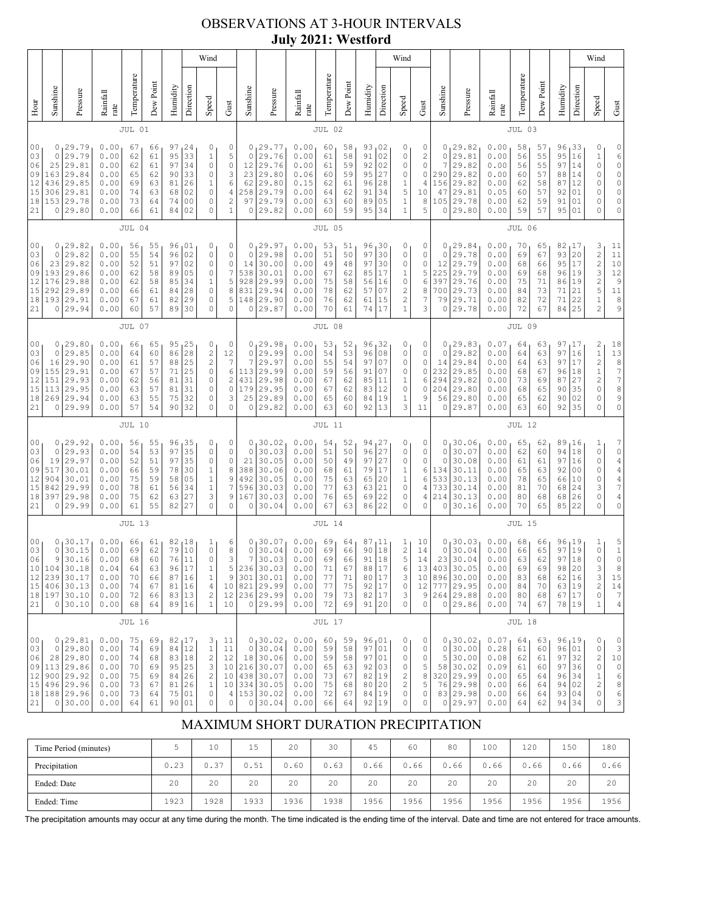# OBSERVATIONS AT 3-HOUR INTERVALS
## July 2021: Westford

### JUL 01

| Hour | Sunshine | Pressure | Rainfall rate | Temperature | Dew Point | Humidity | Wind Direction | Wind Speed | Gust |
|---|---|---|---|---|---|---|---|---|---|
| 00 | 0 | 29.79 | 0.00 | 67 | 66 | 97 | 24 | 0 | 0 |
| 03 | 0 | 29.79 | 0.00 | 62 | 61 | 95 | 33 | 1 | 5 |
| 06 | 25 | 29.81 | 0.00 | 62 | 61 | 97 | 34 | 0 | 0 |
| 09 | 163 | 29.84 | 0.00 | 65 | 62 | 90 | 33 | 0 | 3 |
| 12 | 436 | 29.85 | 0.00 | 69 | 63 | 81 | 26 | 1 | 6 |
| 15 | 306 | 29.81 | 0.00 | 74 | 63 | 68 | 02 | 0 | 4 |
| 18 | 153 | 29.78 | 0.00 | 73 | 64 | 74 | 00 | 0 | 2 |
| 21 | 0 | 29.80 | 0.00 | 66 | 61 | 84 | 02 | 0 | 1 |

### JUL 02

| Hour | Sunshine | Pressure | Rainfall rate | Temperature | Dew Point | Humidity | Wind Direction | Wind Speed | Gust |
|---|---|---|---|---|---|---|---|---|---|
| 00 | 0 | 29.77 | 0.00 | 60 | 58 | 93 | 02 | 0 | 0 |
| 03 | 0 | 29.76 | 0.00 | 61 | 58 | 91 | 02 | 0 | 2 |
| 06 | 12 | 29.76 | 0.00 | 61 | 59 | 92 | 02 | 0 | 0 |
| 09 | 23 | 29.80 | 0.06 | 60 | 59 | 95 | 27 | 0 | 0 |
| 12 | 62 | 29.80 | 0.15 | 62 | 61 | 96 | 28 | 1 | 4 |
| 15 | 258 | 29.79 | 0.00 | 64 | 62 | 91 | 34 | 5 | 10 |
| 18 | 97 | 29.79 | 0.00 | 63 | 60 | 89 | 05 | 1 | 8 |
| 21 | 0 | 29.82 | 0.00 | 60 | 59 | 95 | 34 | 1 | 5 |

### JUL 03

| Hour | Sunshine | Pressure | Rainfall rate | Temperature | Dew Point | Humidity | Wind Direction | Wind Speed | Gust |
|---|---|---|---|---|---|---|---|---|---|
| 00 | 0 | 29.82 | 0.00 | 58 | 57 | 96 | 33 | 0 | 0 |
| 03 | 0 | 29.81 | 0.00 | 56 | 55 | 95 | 16 | 1 | 6 |
| 06 | 7 | 29.82 | 0.00 | 56 | 55 | 97 | 14 | 0 | 0 |
| 09 | 290 | 29.82 | 0.00 | 60 | 57 | 88 | 14 | 0 | 0 |
| 12 | 156 | 29.82 | 0.00 | 62 | 58 | 87 | 12 | 0 | 0 |
| 15 | 47 | 29.81 | 0.05 | 60 | 57 | 92 | 01 | 0 | 0 |
| 18 | 105 | 29.78 | 0.00 | 62 | 59 | 91 | 01 | 0 | 0 |
| 21 | 0 | 29.80 | 0.00 | 59 | 57 | 95 | 01 | 0 | 0 |

### JUL 04

| Hour | Sunshine | Pressure | Rainfall rate | Temperature | Dew Point | Humidity | Wind Direction | Wind Speed | Gust |
|---|---|---|---|---|---|---|---|---|---|
| 00 | 0 | 29.82 | 0.00 | 56 | 55 | 96 | 01 | 0 | 0 |
| 03 | 0 | 29.82 | 0.00 | 55 | 54 | 96 | 02 | 0 | 0 |
| 06 | 23 | 29.82 | 0.00 | 52 | 51 | 97 | 02 | 0 | 0 |
| 09 | 193 | 29.86 | 0.00 | 62 | 58 | 89 | 05 | 0 | 7 |
| 12 | 176 | 29.88 | 0.00 | 62 | 58 | 85 | 34 | 1 | 5 |
| 15 | 292 | 29.89 | 0.00 | 66 | 61 | 84 | 28 | 0 | 8 |
| 18 | 193 | 29.91 | 0.00 | 67 | 61 | 82 | 29 | 0 | 5 |
| 21 | 0 | 29.94 | 0.00 | 60 | 57 | 89 | 30 | 0 | 0 |

### JUL 05

| Hour | Sunshine | Pressure | Rainfall rate | Temperature | Dew Point | Humidity | Wind Direction | Wind Speed | Gust |
|---|---|---|---|---|---|---|---|---|---|
| 00 | 0 | 29.97 | 0.00 | 53 | 51 | 96 | 30 | 0 | 0 |
| 03 | 0 | 29.98 | 0.00 | 51 | 50 | 97 | 30 | 0 | 0 |
| 06 | 14 | 30.00 | 0.00 | 49 | 48 | 97 | 30 | 0 | 0 |
| 09 | 538 | 30.01 | 0.00 | 67 | 62 | 85 | 17 | 1 | 5 |
| 12 | 928 | 29.99 | 0.00 | 75 | 58 | 56 | 16 | 0 | 6 |
| 15 | 831 | 29.94 | 0.00 | 78 | 62 | 57 | 07 | 2 | 8 |
| 18 | 148 | 29.90 | 0.00 | 76 | 62 | 61 | 15 | 2 | 7 |
| 21 | 0 | 29.87 | 0.00 | 70 | 61 | 74 | 17 | 1 | 3 |

### JUL 06

| Hour | Sunshine | Pressure | Rainfall rate | Temperature | Dew Point | Humidity | Wind Direction | Wind Speed | Gust |
|---|---|---|---|---|---|---|---|---|---|
| 00 | 0 | 29.84 | 0.00 | 70 | 65 | 82 | 17 | 3 | 11 |
| 03 | 0 | 29.78 | 0.00 | 69 | 67 | 93 | 20 | 2 | 11 |
| 06 | 12 | 29.79 | 0.00 | 68 | 66 | 95 | 17 | 2 | 10 |
| 09 | 225 | 29.79 | 0.00 | 69 | 68 | 96 | 19 | 3 | 12 |
| 12 | 397 | 29.76 | 0.00 | 75 | 71 | 86 | 19 | 2 | 9 |
| 15 | 700 | 29.73 | 0.00 | 84 | 73 | 71 | 21 | 5 | 11 |
| 18 | 79 | 29.71 | 0.00 | 82 | 72 | 71 | 22 | 1 | 8 |
| 21 | 0 | 29.78 | 0.00 | 72 | 67 | 84 | 25 | 2 | 9 |

### JUL 07

| Hour | Sunshine | Pressure | Rainfall rate | Temperature | Dew Point | Humidity | Wind Direction | Wind Speed | Gust |
|---|---|---|---|---|---|---|---|---|---|
| 00 | 0 | 29.80 | 0.00 | 66 | 65 | 95 | 25 | 0 | 0 |
| 03 | 0 | 29.85 | 0.00 | 64 | 60 | 86 | 28 | 2 | 12 |
| 06 | 16 | 29.90 | 0.00 | 61 | 57 | 88 | 25 | 2 | 7 |
| 09 | 155 | 29.91 | 0.00 | 67 | 57 | 71 | 25 | 0 | 6 |
| 12 | 151 | 29.93 | 0.00 | 62 | 56 | 81 | 31 | 0 | 2 |
| 15 | 113 | 29.95 | 0.00 | 63 | 57 | 81 | 31 | 0 | 0 |
| 18 | 269 | 29.94 | 0.00 | 63 | 55 | 75 | 32 | 0 | 3 |
| 21 | 0 | 29.99 | 0.00 | 57 | 54 | 90 | 32 | 0 | 0 |

### JUL 08

| Hour | Sunshine | Pressure | Rainfall rate | Temperature | Dew Point | Humidity | Wind Direction | Wind Speed | Gust |
|---|---|---|---|---|---|---|---|---|---|
| 00 | 0 | 29.98 | 0.00 | 53 | 52 | 96 | 32 | 0 | 0 |
| 03 | 0 | 29.99 | 0.00 | 54 | 53 | 96 | 08 | 0 | 0 |
| 06 | 7 | 29.97 | 0.00 | 55 | 54 | 97 | 07 | 0 | 0 |
| 09 | 113 | 29.99 | 0.00 | 59 | 56 | 91 | 07 | 0 | 0 |
| 12 | 431 | 29.98 | 0.00 | 67 | 62 | 85 | 11 | 1 | 6 |
| 15 | 179 | 29.95 | 0.00 | 67 | 62 | 83 | 12 | 0 | 0 |
| 18 | 25 | 29.89 | 0.00 | 65 | 60 | 84 | 19 | 1 | 9 |
| 21 | 0 | 29.82 | 0.00 | 63 | 60 | 92 | 13 | 3 | 11 |

### JUL 09

| Hour | Sunshine | Pressure | Rainfall rate | Temperature | Dew Point | Humidity | Wind Direction | Wind Speed | Gust |
|---|---|---|---|---|---|---|---|---|---|
| 00 | 0 | 29.83 | 0.07 | 64 | 63 | 97 | 17 | 2 | 18 |
| 03 | 0 | 29.82 | 0.00 | 64 | 63 | 97 | 16 | 1 | 13 |
| 06 | 14 | 29.84 | 0.00 | 64 | 63 | 97 | 17 | 2 | 8 |
| 09 | 232 | 29.85 | 0.00 | 68 | 67 | 96 | 18 | 1 | 7 |
| 12 | 294 | 29.82 | 0.00 | 73 | 69 | 87 | 27 | 2 | 7 |
| 15 | 204 | 29.80 | 0.00 | 68 | 65 | 90 | 35 | 0 | 8 |
| 18 | 56 | 29.80 | 0.00 | 65 | 62 | 90 | 02 | 0 | 9 |
| 21 | 0 | 29.87 | 0.00 | 63 | 60 | 92 | 35 | 0 | 0 |

### JUL 10

| Hour | Sunshine | Pressure | Rainfall rate | Temperature | Dew Point | Humidity | Wind Direction | Wind Speed | Gust |
|---|---|---|---|---|---|---|---|---|---|
| 00 | 0 | 29.92 | 0.00 | 56 | 55 | 96 | 35 | 0 | 0 |
| 03 | 0 | 29.93 | 0.00 | 54 | 53 | 97 | 35 | 0 | 0 |
| 06 | 19 | 29.97 | 0.00 | 52 | 51 | 97 | 35 | 0 | 0 |
| 09 | 517 | 30.01 | 0.00 | 66 | 59 | 78 | 30 | 1 | 8 |
| 12 | 904 | 30.01 | 0.00 | 75 | 59 | 58 | 05 | 1 | 9 |
| 15 | 842 | 29.99 | 0.00 | 78 | 61 | 56 | 34 | 1 | 7 |
| 18 | 397 | 29.98 | 0.00 | 75 | 62 | 63 | 27 | 3 | 9 |
| 21 | 0 | 29.99 | 0.00 | 61 | 55 | 82 | 27 | 0 | 0 |

### JUL 11

| Hour | Sunshine | Pressure | Rainfall rate | Temperature | Dew Point | Humidity | Wind Direction | Wind Speed | Gust |
|---|---|---|---|---|---|---|---|---|---|
| 00 | 0 | 30.02 | 0.00 | 54 | 52 | 94 | 27 | 0 | 0 |
| 03 | 0 | 30.03 | 0.00 | 51 | 50 | 96 | 27 | 0 | 0 |
| 06 | 21 | 30.05 | 0.00 | 50 | 49 | 97 | 27 | 0 | 0 |
| 09 | 388 | 30.06 | 0.00 | 68 | 61 | 79 | 17 | 1 | 6 |
| 12 | 492 | 30.05 | 0.00 | 75 | 63 | 65 | 20 | 1 | 6 |
| 15 | 596 | 30.03 | 0.00 | 77 | 63 | 63 | 21 | 0 | 4 |
| 18 | 167 | 30.03 | 0.00 | 76 | 65 | 69 | 22 | 0 | 4 |
| 21 | 0 | 30.04 | 0.00 | 67 | 63 | 86 | 22 | 0 | 0 |

### JUL 12

| Hour | Sunshine | Pressure | Rainfall rate | Temperature | Dew Point | Humidity | Wind Direction | Wind Speed | Gust |
|---|---|---|---|---|---|---|---|---|---|
| 00 | 0 | 30.06 | 0.00 | 65 | 62 | 89 | 16 | 1 | 7 |
| 03 | 0 | 30.07 | 0.00 | 62 | 60 | 94 | 18 | 0 | 0 |
| 06 | 0 | 30.08 | 0.00 | 61 | 61 | 97 | 16 | 0 | 4 |
| 09 | 134 | 30.11 | 0.00 | 65 | 63 | 92 | 00 | 0 | 4 |
| 12 | 533 | 30.13 | 0.00 | 78 | 65 | 66 | 10 | 0 | 4 |
| 15 | 733 | 30.14 | 0.00 | 81 | 70 | 68 | 24 | 3 | 7 |
| 18 | 214 | 30.13 | 0.00 | 80 | 68 | 68 | 26 | 0 | 4 |
| 21 | 0 | 30.16 | 0.00 | 70 | 65 | 85 | 22 | 0 | 0 |

### JUL 13

| Hour | Sunshine | Pressure | Rainfall rate | Temperature | Dew Point | Humidity | Wind Direction | Wind Speed | Gust |
|---|---|---|---|---|---|---|---|---|---|
| 00 | 0 | 30.17 | 0.00 | 66 | 61 | 82 | 18 | 1 | 6 |
| 03 | 0 | 30.15 | 0.00 | 69 | 62 | 79 | 10 | 0 | 8 |
| 06 | 9 | 30.16 | 0.00 | 68 | 60 | 76 | 11 | 0 | 3 |
| 10 | 104 | 30.18 | 0.04 | 64 | 63 | 96 | 17 | 1 | 5 |
| 12 | 239 | 30.17 | 0.00 | 70 | 66 | 87 | 16 | 1 | 9 |
| 15 | 406 | 30.13 | 0.00 | 74 | 67 | 81 | 16 | 4 | 10 |
| 18 | 197 | 30.10 | 0.00 | 72 | 66 | 83 | 13 | 2 | 12 |
| 21 | 0 | 30.10 | 0.00 | 68 | 64 | 89 | 16 | 1 | 10 |

### JUL 14

| Hour | Sunshine | Pressure | Rainfall rate | Temperature | Dew Point | Humidity | Wind Direction | Wind Speed | Gust |
|---|---|---|---|---|---|---|---|---|---|
| 00 | 0 | 30.07 | 0.00 | 69 | 64 | 87 | 11 | 1 | 10 |
| 03 | 0 | 30.04 | 0.00 | 69 | 66 | 90 | 18 | 2 | 14 |
| 06 | 7 | 30.03 | 0.00 | 69 | 66 | 91 | 18 | 5 | 14 |
| 10 | 236 | 30.03 | 0.00 | 71 | 67 | 88 | 17 | 6 | 13 |
| 12 | 301 | 30.01 | 0.00 | 77 | 71 | 80 | 17 | 3 | 10 |
| 15 | 821 | 29.99 | 0.00 | 77 | 75 | 92 | 17 | 0 | 12 |
| 18 | 236 | 29.99 | 0.00 | 79 | 73 | 82 | 17 | 3 | 9 |
| 21 | 0 | 29.99 | 0.00 | 72 | 69 | 91 | 20 | 0 | 0 |

### JUL 15

| Hour | Sunshine | Pressure | Rainfall rate | Temperature | Dew Point | Humidity | Wind Direction | Wind Speed | Gust |
|---|---|---|---|---|---|---|---|---|---|
| 00 | 0 | 30.03 | 0.00 | 68 | 66 | 96 | 19 | 1 | 5 |
| 03 | 0 | 30.04 | 0.00 | 66 | 65 | 97 | 19 | 0 | 1 |
| 06 | 23 | 30.04 | 0.00 | 63 | 62 | 97 | 18 | 0 | 0 |
| 10 | 403 | 30.05 | 0.00 | 69 | 69 | 98 | 20 | 3 | 8 |
| 12 | 896 | 30.00 | 0.00 | 83 | 68 | 62 | 16 | 3 | 15 |
| 15 | 777 | 29.95 | 0.00 | 84 | 70 | 63 | 19 | 2 | 14 |
| 18 | 264 | 29.88 | 0.00 | 80 | 68 | 67 | 17 | 0 | 7 |
| 21 | 0 | 29.86 | 0.00 | 74 | 67 | 78 | 19 | 1 | 4 |

### JUL 16

| Hour | Sunshine | Pressure | Rainfall rate | Temperature | Dew Point | Humidity | Wind Direction | Wind Speed | Gust |
|---|---|---|---|---|---|---|---|---|---|
| 00 | 0 | 29.81 | 0.00 | 75 | 69 | 82 | 17 | 3 | 11 |
| 03 | 0 | 29.80 | 0.00 | 74 | 69 | 84 | 12 | 1 | 11 |
| 06 | 28 | 29.80 | 0.00 | 74 | 68 | 83 | 18 | 2 | 12 |
| 09 | 113 | 29.86 | 0.00 | 70 | 69 | 95 | 25 | 3 | 10 |
| 12 | 900 | 29.92 | 0.00 | 75 | 69 | 84 | 26 | 2 | 10 |
| 15 | 496 | 29.96 | 0.00 | 73 | 67 | 81 | 26 | 1 | 10 |
| 18 | 188 | 29.96 | 0.00 | 73 | 64 | 75 | 01 | 0 | 4 |
| 21 | 0 | 30.00 | 0.00 | 64 | 61 | 90 | 01 | 0 | 0 |

### JUL 17

| Hour | Sunshine | Pressure | Rainfall rate | Temperature | Dew Point | Humidity | Wind Direction | Wind Speed | Gust |
|---|---|---|---|---|---|---|---|---|---|
| 00 | 0 | 30.02 | 0.00 | 60 | 59 | 96 | 01 | 0 | 0 |
| 03 | 0 | 30.04 | 0.00 | 59 | 58 | 97 | 01 | 0 | 0 |
| 06 | 18 | 30.06 | 0.00 | 59 | 58 | 97 | 01 | 0 | 0 |
| 09 | 216 | 30.07 | 0.00 | 65 | 63 | 92 | 03 | 0 | 5 |
| 12 | 438 | 30.07 | 0.00 | 73 | 67 | 82 | 19 | 2 | 8 |
| 15 | 334 | 30.05 | 0.00 | 75 | 68 | 80 | 20 | 2 | 5 |
| 18 | 153 | 30.02 | 0.00 | 72 | 67 | 84 | 19 | 0 | 7 |
| 21 | 0 | 30.04 | 0.00 | 66 | 64 | 92 | 19 | 0 | 0 |

### JUL 18

| Hour | Sunshine | Pressure | Rainfall rate | Temperature | Dew Point | Humidity | Wind Direction | Wind Speed | Gust |
|---|---|---|---|---|---|---|---|---|---|
| 00 | 0 | 30.02 | 0.07 | 64 | 63 | 96 | 19 | 0 | 0 |
| 03 | 0 | 30.00 | 0.28 | 61 | 60 | 96 | 01 | 0 | 3 |
| 06 | 5 | 30.00 | 0.08 | 62 | 61 | 97 | 32 | 2 | 10 |
| 09 | 58 | 30.02 | 0.09 | 61 | 60 | 97 | 36 | 0 | 0 |
| 12 | 320 | 29.99 | 0.00 | 65 | 64 | 96 | 34 | 1 | 6 |
| 15 | 76 | 29.98 | 0.00 | 66 | 64 | 94 | 02 | 2 | 8 |
| 18 | 83 | 29.98 | 0.00 | 66 | 64 | 93 | 04 | 0 | 6 |
| 21 | 0 | 29.97 | 0.00 | 64 | 62 | 94 | 34 | 0 | 3 |

## MAXIMUM SHORT DURATION PRECIPITATION

| Time Period (minutes) | 5 | 10 | 15 | 20 | 30 | 45 | 60 | 80 | 100 | 120 | 150 | 180 |
|---|---|---|---|---|---|---|---|---|---|---|---|---|
| Precipitation | 0.23 | 0.37 | 0.51 | 0.60 | 0.63 | 0.66 | 0.66 | 0.66 | 0.66 | 0.66 | 0.66 | 0.66 |
| Ended: Date | 20 | 20 | 20 | 20 | 20 | 20 | 20 | 20 | 20 | 20 | 20 | 20 |
| Ended: Time | 1923 | 1928 | 1933 | 1936 | 1938 | 1956 | 1956 | 1956 | 1956 | 1956 | 1956 | 1956 |

The precipitation amounts may occur at any time during the month. The time indicated is the ending time of the interval. Date and time are not entered for trace amounts.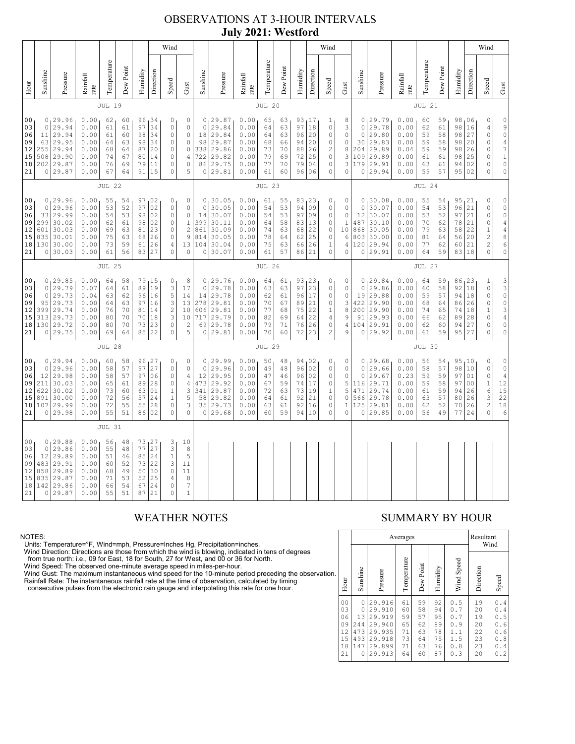# OBSERVATIONS AT 3-HOUR INTERVALS
## July 2021: Westford

### JUL 19

| Hour | Sunshine | Pressure | Rainfall rate | Temperature | Dew Point | Humidity | Wind Direction | Wind Speed | Wind Gust |
|---|---|---|---|---|---|---|---|---|---|
| 00 | 0 | 29.96 | 0.00 | 62 | 60 | 96 | 34 | 0 | 0 |
| 03 | 0 | 29.94 | 0.00 | 61 | 61 | 97 | 34 | 0 | 0 |
| 06 | 11 | 29.94 | 0.00 | 61 | 60 | 98 | 34 | 0 | 0 |
| 09 | 63 | 29.95 | 0.00 | 64 | 63 | 98 | 34 | 0 | 0 |
| 12 | 255 | 29.94 | 0.00 | 68 | 64 | 87 | 20 | 0 | 0 |
| 15 | 508 | 29.90 | 0.00 | 74 | 67 | 80 | 14 | 0 | 4 |
| 18 | 202 | 29.87 | 0.00 | 76 | 69 | 79 | 11 | 0 | 0 |
| 21 | 0 | 29.87 | 0.00 | 67 | 64 | 91 | 15 | 0 | 5 |

### JUL 20

| Hour | Sunshine | Pressure | Rainfall rate | Temperature | Dew Point | Humidity | Wind Direction | Wind Speed | Wind Gust |
|---|---|---|---|---|---|---|---|---|---|
| 00 | 0 | 29.87 | 0.00 | 65 | 63 | 93 | 17 | 1 | 8 |
| 03 | 0 | 29.84 | 0.00 | 64 | 63 | 97 | 18 | 0 | 3 |
| 06 | 18 | 29.84 | 0.00 | 64 | 63 | 96 | 20 | 0 | 0 |
| 09 | 98 | 29.87 | 0.00 | 68 | 66 | 94 | 20 | 0 | 0 |
| 12 | 338 | 29.86 | 0.00 | 73 | 70 | 88 | 26 | 2 | 8 |
| 15 | 722 | 29.82 | 0.00 | 79 | 69 | 72 | 25 | 0 | 3 |
| 18 | 86 | 29.75 | 0.00 | 77 | 70 | 79 | 04 | 0 | 3 |
| 21 | 0 | 29.81 | 0.00 | 61 | 60 | 96 | 06 | 0 | 0 |

### JUL 21

| Hour | Sunshine | Pressure | Rainfall rate | Temperature | Dew Point | Humidity | Wind Direction | Wind Speed | Wind Gust |
|---|---|---|---|---|---|---|---|---|---|
| 00 | 0 | 29.79 | 0.00 | 60 | 59 | 98 | 06 | 0 | 0 |
| 03 | 0 | 29.78 | 0.00 | 62 | 61 | 98 | 16 | 4 | 9 |
| 06 | 0 | 29.80 | 0.00 | 59 | 58 | 98 | 27 | 0 | 0 |
| 09 | 30 | 29.83 | 0.00 | 59 | 58 | 98 | 20 | 0 | 4 |
| 12 | 204 | 29.89 | 0.04 | 59 | 59 | 98 | 26 | 0 | 7 |
| 15 | 109 | 29.89 | 0.00 | 61 | 61 | 98 | 25 | 0 | 1 |
| 18 | 179 | 29.91 | 0.00 | 63 | 61 | 94 | 02 | 0 | 0 |
| 21 | 0 | 29.94 | 0.00 | 59 | 57 | 95 | 02 | 0 | 0 |

### JUL 22

| Hour | Sunshine | Pressure | Rainfall rate | Temperature | Dew Point | Humidity | Wind Direction | Wind Speed | Wind Gust |
|---|---|---|---|---|---|---|---|---|---|
| 00 | 0 | 29.96 | 0.00 | 55 | 54 | 97 | 02 | 0 | 0 |
| 03 | 0 | 29.96 | 0.00 | 53 | 52 | 97 | 02 | 0 | 0 |
| 06 | 33 | 29.99 | 0.00 | 54 | 53 | 98 | 02 | 0 | 0 |
| 09 | 299 | 30.02 | 0.00 | 62 | 61 | 98 | 02 | 0 | 1 |
| 12 | 601 | 30.03 | 0.00 | 69 | 63 | 81 | 23 | 0 | 2 |
| 15 | 835 | 30.01 | 0.00 | 75 | 63 | 68 | 26 | 0 | 9 |
| 18 | 130 | 30.00 | 0.00 | 73 | 59 | 61 | 26 | 4 | 13 |
| 21 | 0 | 30.03 | 0.00 | 61 | 56 | 83 | 27 | 0 | 0 |

### JUL 23

| Hour | Sunshine | Pressure | Rainfall rate | Temperature | Dew Point | Humidity | Wind Direction | Wind Speed | Wind Gust |
|---|---|---|---|---|---|---|---|---|---|
| 00 | 0 | 30.05 | 0.00 | 61 | 55 | 83 | 23 | 0 | 0 |
| 03 | 0 | 30.05 | 0.00 | 54 | 53 | 94 | 09 | 0 | 0 |
| 06 | 14 | 30.07 | 0.00 | 54 | 53 | 97 | 09 | 0 | 0 |
| 09 | 399 | 30.11 | 0.00 | 64 | 58 | 83 | 13 | 0 | 0 |
| 12 | 861 | 30.09 | 0.00 | 74 | 63 | 68 | 22 | 0 | 10 |
| 15 | 814 | 30.05 | 0.00 | 78 | 64 | 62 | 25 | 0 | 6 |
| 18 | 104 | 30.04 | 0.00 | 75 | 63 | 66 | 26 | 1 | 4 |
| 21 | 0 | 30.07 | 0.00 | 61 | 57 | 86 | 21 | 0 | 0 |

### JUL 24

| Hour | Sunshine | Pressure | Rainfall rate | Temperature | Dew Point | Humidity | Wind Direction | Wind Speed | Wind Gust |
|---|---|---|---|---|---|---|---|---|---|
| 00 | 0 | 30.08 | 0.00 | 55 | 54 | 95 | 21 | 0 | 0 |
| 03 | 0 | 30.07 | 0.00 | 54 | 53 | 96 | 21 | 0 | 0 |
| 06 | 12 | 30.07 | 0.00 | 53 | 52 | 97 | 21 | 0 | 0 |
| 09 | 487 | 30.10 | 0.00 | 70 | 62 | 78 | 21 | 0 | 4 |
| 12 | 868 | 30.05 | 0.00 | 79 | 63 | 58 | 22 | 1 | 4 |
| 15 | 803 | 30.00 | 0.00 | 81 | 64 | 56 | 20 | 2 | 8 |
| 18 | 120 | 29.94 | 0.00 | 77 | 62 | 60 | 21 | 2 | 6 |
| 21 | 0 | 29.91 | 0.00 | 64 | 59 | 83 | 18 | 0 | 0 |

### JUL 25

| Hour | Sunshine | Pressure | Rainfall rate | Temperature | Dew Point | Humidity | Wind Direction | Wind Speed | Wind Gust |
|---|---|---|---|---|---|---|---|---|---|
| 00 | 0 | 29.85 | 0.00 | 64 | 58 | 79 | 15 | 0 | 8 |
| 03 | 0 | 29.79 | 0.07 | 64 | 61 | 89 | 19 | 3 | 17 |
| 06 | 0 | 29.73 | 0.04 | 63 | 62 | 96 | 16 | 5 | 14 |
| 09 | 95 | 29.73 | 0.00 | 64 | 63 | 97 | 16 | 3 | 13 |
| 12 | 399 | 29.74 | 0.00 | 76 | 70 | 81 | 14 | 2 | 10 |
| 15 | 313 | 29.73 | 0.00 | 80 | 70 | 70 | 18 | 3 | 10 |
| 18 | 130 | 29.72 | 0.00 | 80 | 70 | 73 | 23 | 0 | 2 |
| 21 | 0 | 29.75 | 0.00 | 69 | 64 | 85 | 22 | 0 | 5 |

### JUL 26

| Hour | Sunshine | Pressure | Rainfall rate | Temperature | Dew Point | Humidity | Wind Direction | Wind Speed | Wind Gust |
|---|---|---|---|---|---|---|---|---|---|
| 00 | 0 | 29.76 | 0.00 | 64 | 61 | 93 | 23 | 0 | 0 |
| 03 | 0 | 29.78 | 0.00 | 63 | 63 | 97 | 23 | 0 | 0 |
| 06 | 14 | 29.78 | 0.00 | 62 | 61 | 96 | 17 | 0 | 0 |
| 09 | 278 | 29.81 | 0.00 | 70 | 67 | 89 | 21 | 0 | 3 |
| 12 | 606 | 29.81 | 0.00 | 77 | 68 | 75 | 22 | 1 | 8 |
| 15 | 717 | 29.79 | 0.00 | 82 | 69 | 64 | 22 | 4 | 9 |
| 18 | 69 | 29.78 | 0.00 | 79 | 71 | 76 | 26 | 0 | 4 |
| 21 | 0 | 29.81 | 0.00 | 70 | 60 | 72 | 23 | 2 | 9 |

### JUL 27

| Hour | Sunshine | Pressure | Rainfall rate | Temperature | Dew Point | Humidity | Wind Direction | Wind Speed | Wind Gust |
|---|---|---|---|---|---|---|---|---|---|
| 00 | 0 | 29.84 | 0.00 | 64 | 59 | 86 | 23 | 1 | 3 |
| 03 | 0 | 29.86 | 0.00 | 60 | 58 | 92 | 18 | 0 | 3 |
| 06 | 19 | 29.88 | 0.00 | 59 | 57 | 94 | 18 | 0 | 0 |
| 09 | 422 | 29.90 | 0.00 | 68 | 64 | 86 | 26 | 0 | 0 |
| 12 | 200 | 29.90 | 0.00 | 74 | 65 | 74 | 18 | 1 | 3 |
| 15 | 91 | 29.93 | 0.00 | 66 | 62 | 89 | 28 | 0 | 4 |
| 18 | 104 | 29.91 | 0.00 | 62 | 60 | 94 | 27 | 0 | 0 |
| 21 | 0 | 29.92 | 0.00 | 61 | 59 | 95 | 27 | 0 | 0 |

### JUL 28

| Hour | Sunshine | Pressure | Rainfall rate | Temperature | Dew Point | Humidity | Wind Direction | Wind Speed | Wind Gust |
|---|---|---|---|---|---|---|---|---|---|
| 00 | 0 | 29.94 | 0.00 | 60 | 58 | 96 | 27 | 0 | 0 |
| 03 | 0 | 29.96 | 0.00 | 58 | 57 | 97 | 27 | 0 | 0 |
| 06 | 12 | 29.98 | 0.00 | 58 | 57 | 97 | 06 | 0 | 4 |
| 09 | 211 | 30.03 | 0.00 | 65 | 61 | 89 | 28 | 0 | 4 |
| 12 | 622 | 30.02 | 0.00 | 73 | 60 | 63 | 01 | 1 | 3 |
| 15 | 891 | 30.00 | 0.00 | 72 | 56 | 57 | 24 | 1 | 5 |
| 18 | 107 | 29.99 | 0.00 | 72 | 55 | 55 | 28 | 0 | 3 |
| 21 | 0 | 29.98 | 0.00 | 55 | 51 | 86 | 02 | 0 | 0 |

### JUL 29

| Hour | Sunshine | Pressure | Rainfall rate | Temperature | Dew Point | Humidity | Wind Direction | Wind Speed | Wind Gust |
|---|---|---|---|---|---|---|---|---|---|
| 00 | 0 | 29.99 | 0.00 | 50 | 48 | 94 | 02 | 0 | 0 |
| 03 | 0 | 29.96 | 0.00 | 49 | 48 | 96 | 02 | 0 | 0 |
| 06 | 12 | 29.95 | 0.00 | 47 | 46 | 96 | 02 | 0 | 0 |
| 09 | 473 | 29.92 | 0.00 | 67 | 59 | 74 | 17 | 0 | 5 |
| 12 | 341 | 29.87 | 0.00 | 72 | 63 | 73 | 19 | 1 | 5 |
| 15 | 58 | 29.82 | 0.00 | 64 | 61 | 92 | 21 | 0 | 0 |
| 18 | 35 | 29.73 | 0.00 | 63 | 61 | 92 | 16 | 0 | 1 |
| 21 | 0 | 29.68 | 0.00 | 60 | 59 | 94 | 10 | 0 | 0 |

### JUL 30

| Hour | Sunshine | Pressure | Rainfall rate | Temperature | Dew Point | Humidity | Wind Direction | Wind Speed | Wind Gust |
|---|---|---|---|---|---|---|---|---|---|
| 00 | 0 | 29.68 | 0.00 | 56 | 54 | 95 | 10 | 0 | 0 |
| 03 | 0 | 29.66 | 0.00 | 58 | 57 | 98 | 10 | 0 | 0 |
| 06 | 0 | 29.67 | 0.23 | 59 | 59 | 97 | 01 | 0 | 4 |
| 09 | 116 | 29.71 | 0.00 | 59 | 58 | 97 | 00 | 1 | 12 |
| 12 | 471 | 29.74 | 0.00 | 61 | 59 | 94 | 26 | 6 | 15 |
| 15 | 566 | 29.78 | 0.00 | 63 | 57 | 80 | 26 | 3 | 22 |
| 18 | 125 | 29.81 | 0.00 | 62 | 52 | 70 | 26 | 2 | 18 |
| 21 | 0 | 29.85 | 0.00 | 56 | 49 | 77 | 24 | 0 | 6 |

### JUL 31

| Hour | Sunshine | Pressure | Rainfall rate | Temperature | Dew Point | Humidity | Wind Direction | Wind Speed | Wind Gust |
|---|---|---|---|---|---|---|---|---|---|
| 00 | 0 | 29.88 | 0.00 | 56 | 48 | 73 | 27 | 3 | 10 |
| 03 | 0 | 29.86 | 0.00 | 55 | 48 | 77 | 27 | 3 | 8 |
| 06 | 12 | 29.89 | 0.00 | 51 | 46 | 85 | 24 | 1 | 5 |
| 09 | 483 | 29.91 | 0.00 | 60 | 52 | 73 | 22 | 3 | 11 |
| 12 | 858 | 29.89 | 0.00 | 68 | 49 | 50 | 30 | 0 | 11 |
| 15 | 835 | 29.87 | 0.00 | 71 | 53 | 52 | 25 | 4 | 8 |
| 18 | 142 | 29.86 | 0.00 | 66 | 54 | 67 | 24 | 0 | 7 |
| 21 | 0 | 29.87 | 0.00 | 55 | 51 | 87 | 21 | 0 | 1 |

## WEATHER NOTES

NOTES:
Units: Temperature=°F, Wind=mph, Pressure=Inches Hg, Precipitation=inches.
Wind Direction: Directions are those from which the wind is blowing, indicated in tens of degrees from true north: i.e., 09 for East, 18 for South, 27 for West, and 00 or 36 for North.
Wind Speed: The observed one-minute average speed in miles-per-hour.
Wind Gust: The maximum instantaneous wind speed for the 10-minute period preceding the observation.
Rainfall Rate: The instantaneous rainfall rate at the time of observation, calculated by timing consecutive pulses from the electronic rain gauge and interpolating this rate for one hour.

## SUMMARY BY HOUR

| Hour | Averages | | | | | | Resultant Wind | |
|---|---|---|---|---|---|---|---|---|
| | Sunshine | Pressure | Temperature | Dew Point | Humidity | Wind Speed | Direction | Speed |
| 00 | 0 | 29.916 | 61 | 59 | 92 | 0.5 | 19 | 0.4 |
| 03 | 0 | 29.910 | 60 | 58 | 94 | 0.7 | 20 | 0.4 |
| 06 | 13 | 29.919 | 59 | 57 | 95 | 0.7 | 19 | 0.5 |
| 09 | 244 | 29.940 | 65 | 62 | 89 | 0.9 | 20 | 0.6 |
| 12 | 473 | 29.935 | 71 | 63 | 78 | 1.1 | 22 | 0.6 |
| 15 | 493 | 29.918 | 73 | 64 | 75 | 1.5 | 23 | 0.8 |
| 18 | 147 | 29.899 | 71 | 63 | 76 | 0.8 | 23 | 0.4 |
| 21 | 0 | 29.913 | 64 | 60 | 87 | 0.3 | 20 | 0.2 |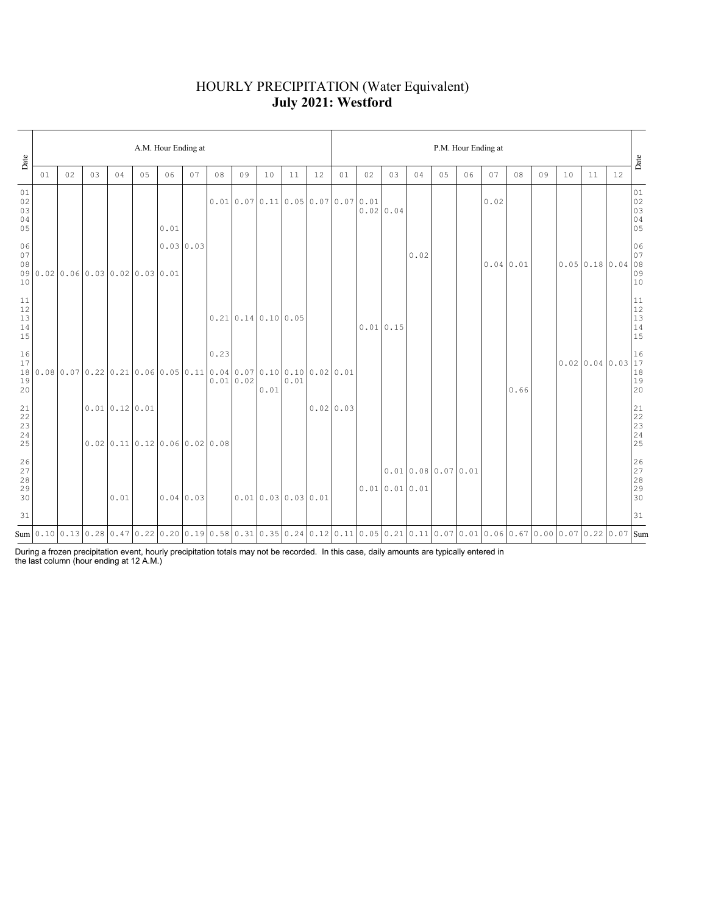# HOURLY PRECIPITATION (Water Equivalent)

## **July 2021: Westford**

| Date | A.M. Hour Ending at | | | | | | | | | | | | P.M. Hour Ending at | | | | | | | | | | | | Date |
|---|---|---|---|---|---|---|---|---|---|---|---|---|---|---|---|---|---|---|---|---|---|---|---|---|---|
| | 01 | 02 | 03 | 04 | 05 | 06 | 07 | 08 | 09 | 10 | 11 | 12 | 01 | 02 | 03 | 04 | 05 | 06 | 07 | 08 | 09 | 10 | 11 | 12 | |
| 01 | | | | | | | | | | | | | | | | | | | | | | | | | 01 |
| 02 | | | | | | | | 0.01 | 0.07 | 0.11 | 0.05 | 0.07 | 0.07 | 0.01 | | | | | 0.02 | | | | | | 02 |
| 03 | | | | | | | | | | | | | | 0.02 | 0.04 | | | | | | | | | | 03 |
| 04 | | | | | | | | | | | | | | | | | | | | | | | | | 04 |
| 05 | | | | | | 0.01 | | | | | | | | | | | | | | | | | | | 05 |
| 06 | | | | | | 0.03 | 0.03 | | | | | | | | | | | | | | | | | | 06 |
| 07 | | | | | | | | | | | | | | | | 0.02 | | | | | | | | | 07 |
| 08 | | | | | | | | | | | | | | | | | | | 0.04 | 0.01 | | 0.05 | 0.18 | 0.04 | 08 |
| 09 | 0.02 | 0.06 | 0.03 | 0.02 | 0.03 | 0.01 | | | | | | | | | | | | | | | | | | | 09 |
| 10 | | | | | | | | | | | | | | | | | | | | | | | | | 10 |
| 11 | | | | | | | | | | | | | | | | | | | | | | | | | 11 |
| 12 | | | | | | | | | | | | | | | | | | | | | | | | | 12 |
| 13 | | | | | | | | 0.21 | 0.14 | 0.10 | 0.05 | | | | | | | | | | | | | | 13 |
| 14 | | | | | | | | | | | | | | 0.01 | 0.15 | | | | | | | | | | 14 |
| 15 | | | | | | | | | | | | | | | | | | | | | | | | | 15 |
| 16 | | | | | | | | 0.23 | | | | | | | | | | | | | | | | | 16 |
| 17 | | | | | | | | | | | | | | | | | | | | | | 0.02 | 0.04 | 0.03 | 17 |
| 18 | 0.08 | 0.07 | 0.22 | 0.21 | 0.06 | 0.05 | 0.11 | 0.04 | 0.07 | 0.10 | 0.10 | 0.02 | 0.01 | | | | | | | | | | | | 18 |
| 19 | | | | | | | | 0.01 | 0.02 | | 0.01 | | | | | | | | | | | | | | 19 |
| 20 | | | | | | | | | | 0.01 | | | | | | | | | | 0.66 | | | | | 20 |
| 21 | | | 0.01 | 0.12 | 0.01 | | | | | | | 0.02 | 0.03 | | | | | | | | | | | | 21 |
| 22 | | | | | | | | | | | | | | | | | | | | | | | | | 22 |
| 23 | | | | | | | | | | | | | | | | | | | | | | | | | 23 |
| 24 | | | | | | | | | | | | | | | | | | | | | | | | | 24 |
| 25 | | | 0.02 | 0.11 | 0.12 | 0.06 | 0.02 | 0.08 | | | | | | | | | | | | | | | | | 25 |
| 26 | | | | | | | | | | | | | | | | | | | | | | | | | 26 |
| 27 | | | | | | | | | | | | | | | 0.01 | 0.08 | 0.07 | 0.01 | | | | | | | 27 |
| 28 | | | | | | | | | | | | | | | | | | | | | | | | | 28 |
| 29 | | | | | | | | | | | | | | 0.01 | 0.01 | 0.01 | | | | | | | | | 29 |
| 30 | | | | 0.01 | | 0.04 | 0.03 | | 0.01 | 0.03 | 0.03 | 0.01 | | | | | | | | | | | | | 30 |
| 31 | | | | | | | | | | | | | | | | | | | | | | | | | 31 |
| Sum | 0.10 | 0.13 | 0.28 | 0.47 | 0.22 | 0.20 | 0.19 | 0.58 | 0.31 | 0.35 | 0.24 | 0.12 | 0.11 | 0.05 | 0.21 | 0.11 | 0.07 | 0.01 | 0.06 | 0.67 | 0.00 | 0.07 | 0.22 | 0.07 | Sum |

During a frozen precipitation event, hourly precipitation totals may not be recorded. In this case, daily amounts are typically entered in the last column (hour ending at 12 A.M.)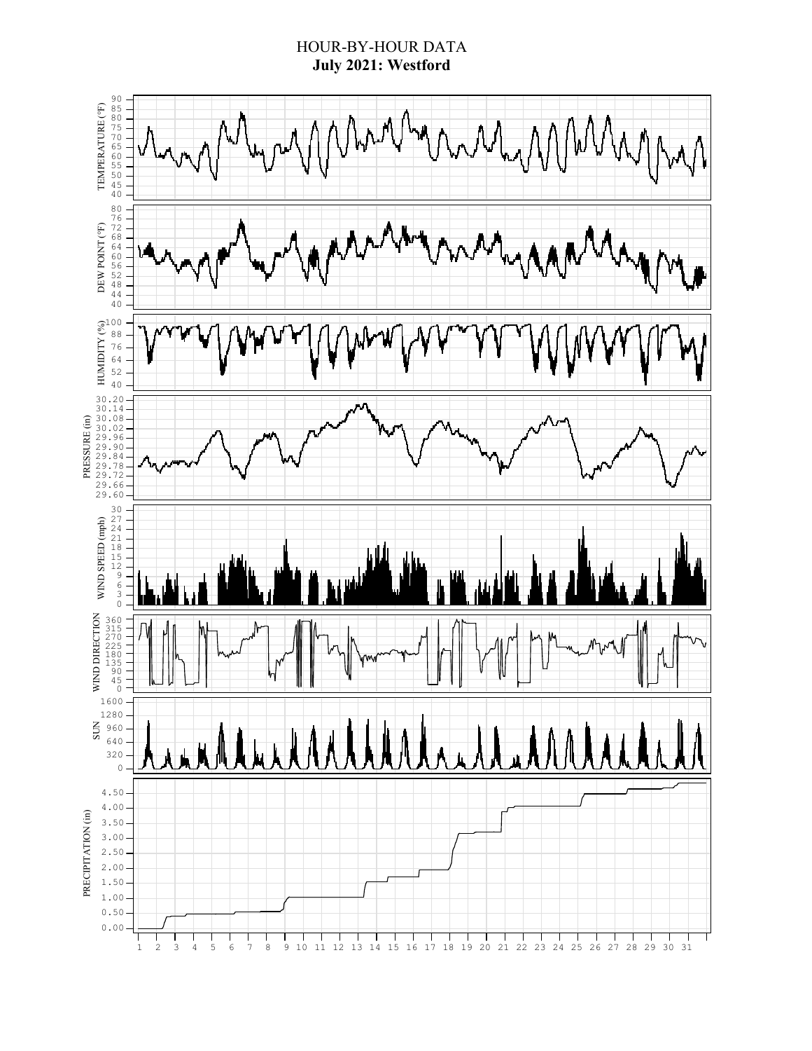# HOUR-BY-HOUR DATA

**July 2021: Westford**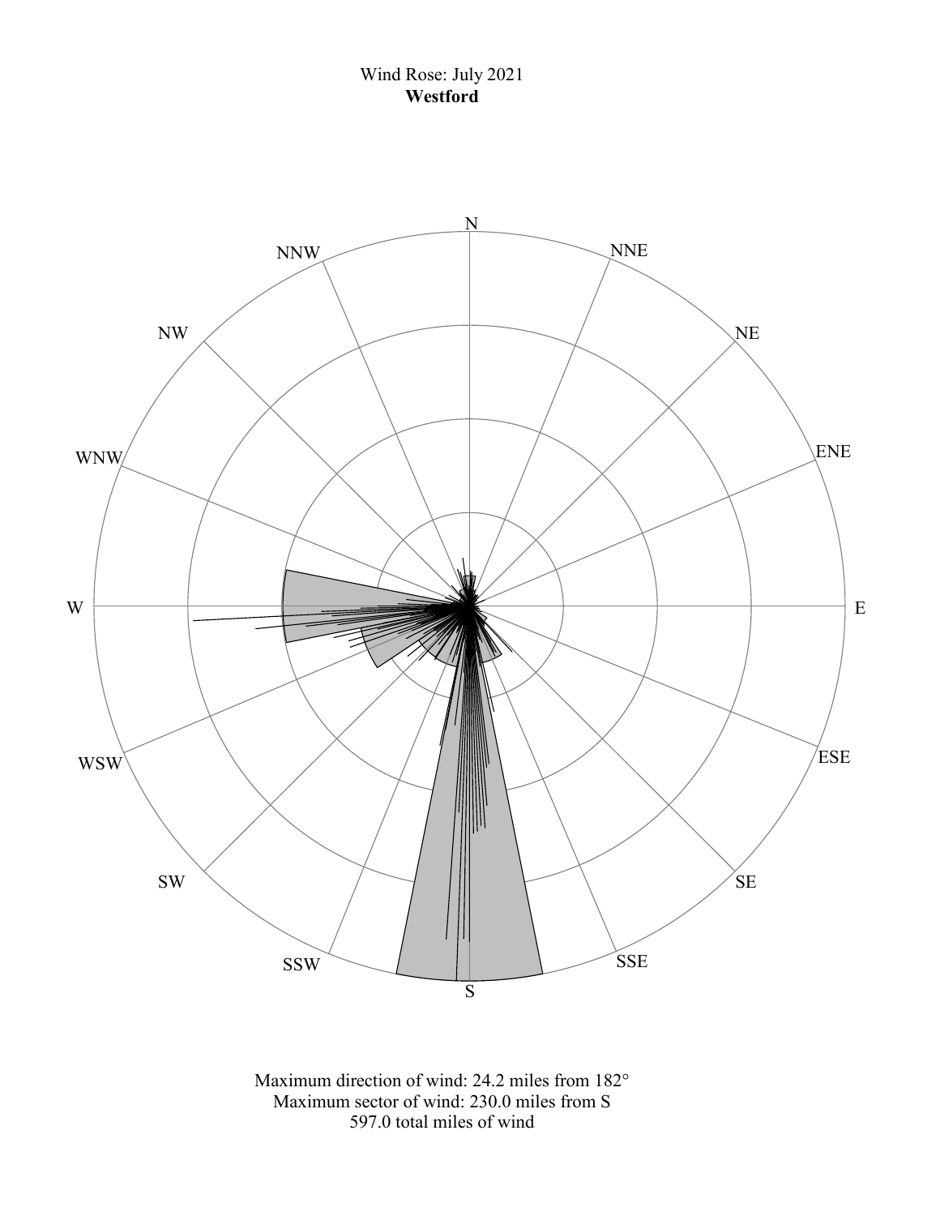Wind Rose: July 2021

**Westford**

N

NNE

NE

ENE

E

ESE

SE

SSE

S

SSW

SW

WSW

W

WNW

NW

NNW

Maximum direction of wind: 24.2 miles from 182°

Maximum sector of wind: 230.0 miles from S

597.0 total miles of wind